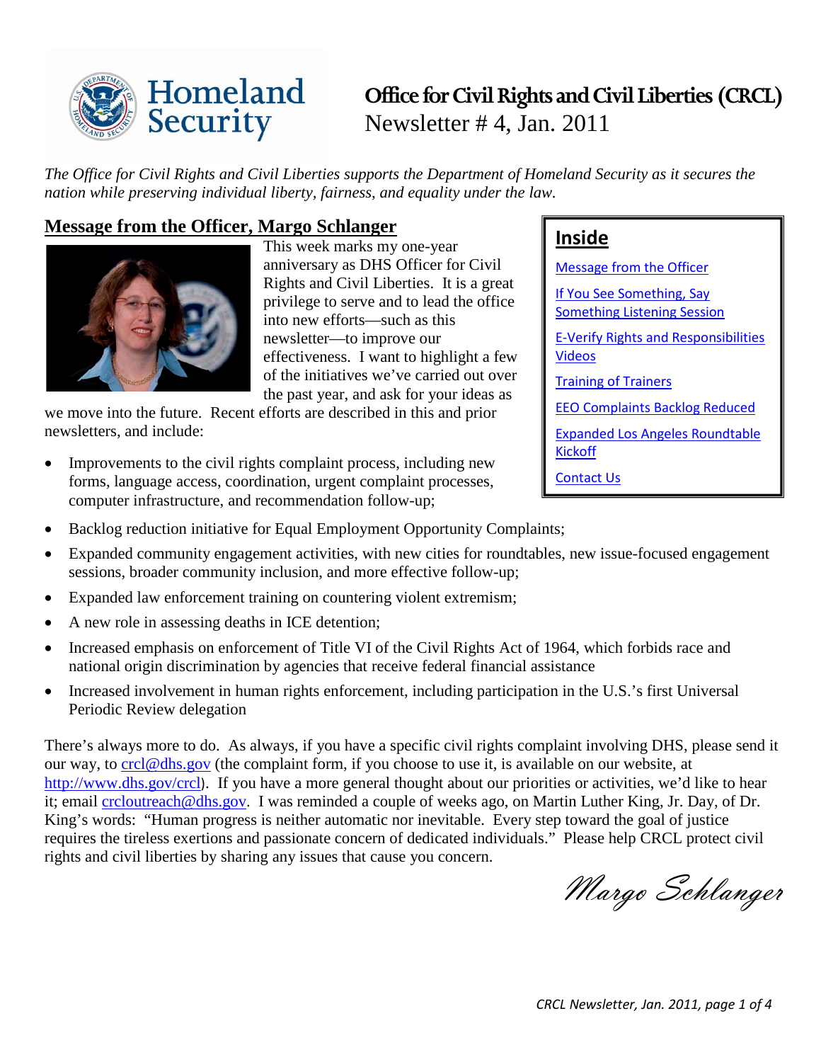Homeland Security

# Office for Civil Rights and Civil Liberties (CRCL)
Newsletter # 4, Jan. 2011

*The Office for Civil Rights and Civil Liberties supports the Department of Homeland Security as it secures the nation while preserving individual liberty, fairness, and equality under the law.*

**Inside**

- Message from the Officer
- If You See Something, Say Something Listening Session
- E-Verify Rights and Responsibilities Videos
- Training of Trainers
- EEO Complaints Backlog Reduced
- Expanded Los Angeles Roundtable Kickoff
- Contact Us

## Message from the Officer, Margo Schlanger

This week marks my one-year anniversary as DHS Officer for Civil Rights and Civil Liberties. It is a great privilege to serve and to lead the office into new efforts—such as this newsletter—to improve our effectiveness. I want to highlight a few of the initiatives we've carried out over the past year, and ask for your ideas as we move into the future. Recent efforts are described in this and prior newsletters, and include:

- Improvements to the civil rights complaint process, including new forms, language access, coordination, urgent complaint processes, computer infrastructure, and recommendation follow-up;
- Backlog reduction initiative for Equal Employment Opportunity Complaints;
- Expanded community engagement activities, with new cities for roundtables, new issue-focused engagement sessions, broader community inclusion, and more effective follow-up;
- Expanded law enforcement training on countering violent extremism;
- A new role in assessing deaths in ICE detention;
- Increased emphasis on enforcement of Title VI of the Civil Rights Act of 1964, which forbids race and national origin discrimination by agencies that receive federal financial assistance
- Increased involvement in human rights enforcement, including participation in the U.S.'s first Universal Periodic Review delegation

There's always more to do. As always, if you have a specific civil rights complaint involving DHS, please send it our way, to crcl@dhs.gov (the complaint form, if you choose to use it, is available on our website, at http://www.dhs.gov/crcl). If you have a more general thought about our priorities or activities, we'd like to hear it; email crcloutreach@dhs.gov. I was reminded a couple of weeks ago, on Martin Luther King, Jr. Day, of Dr. King's words: "Human progress is neither automatic nor inevitable. Every step toward the goal of justice requires the tireless exertions and passionate concern of dedicated individuals." Please help CRCL protect civil rights and civil liberties by sharing any issues that cause you concern.

*Margo Schlanger*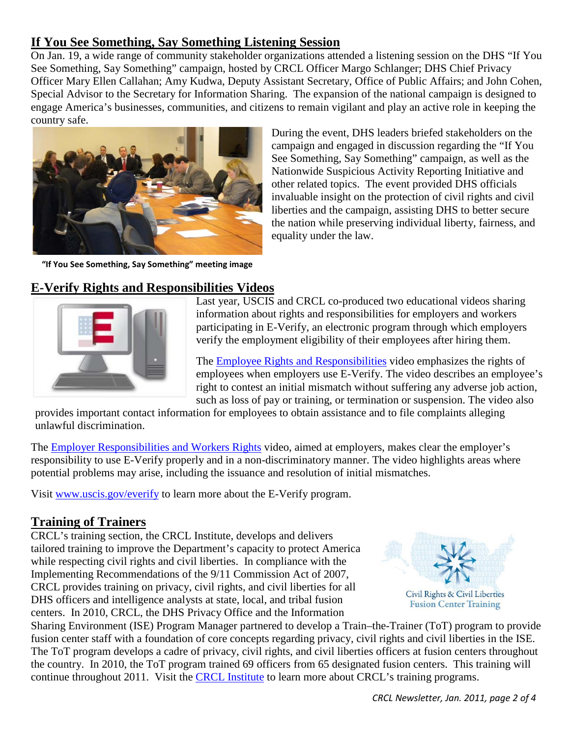## If You See Something, Say Something Listening Session

On Jan. 19, a wide range of community stakeholder organizations attended a listening session on the DHS "If You See Something, Say Something" campaign, hosted by CRCL Officer Margo Schlanger; DHS Chief Privacy Officer Mary Ellen Callahan; Amy Kudwa, Deputy Assistant Secretary, Office of Public Affairs; and John Cohen, Special Advisor to the Secretary for Information Sharing. The expansion of the national campaign is designed to engage America's businesses, communities, and citizens to remain vigilant and play an active role in keeping the country safe.

During the event, DHS leaders briefed stakeholders on the campaign and engaged in discussion regarding the "If You See Something, Say Something" campaign, as well as the Nationwide Suspicious Activity Reporting Initiative and other related topics. The event provided DHS officials invaluable insight on the protection of civil rights and civil liberties and the campaign, assisting DHS to better secure the nation while preserving individual liberty, fairness, and equality under the law.

**"If You See Something, Say Something" meeting image**

## E-Verify Rights and Responsibilities Videos

Last year, USCIS and CRCL co-produced two educational videos sharing information about rights and responsibilities for employers and workers participating in E-Verify, an electronic program through which employers verify the employment eligibility of their employees after hiring them.

The Employee Rights and Responsibilities video emphasizes the rights of employees when employers use E-Verify. The video describes an employee's right to contest an initial mismatch without suffering any adverse job action, such as loss of pay or training, or termination or suspension. The video also provides important contact information for employees to obtain assistance and to file complaints alleging unlawful discrimination.

The Employer Responsibilities and Workers Rights video, aimed at employers, makes clear the employer's responsibility to use E-Verify properly and in a non-discriminatory manner. The video highlights areas where potential problems may arise, including the issuance and resolution of initial mismatches.

Visit www.uscis.gov/everify to learn more about the E-Verify program.

## Training of Trainers

CRCL's training section, the CRCL Institute, develops and delivers tailored training to improve the Department's capacity to protect America while respecting civil rights and civil liberties. In compliance with the Implementing Recommendations of the 9/11 Commission Act of 2007, CRCL provides training on privacy, civil rights, and civil liberties for all DHS officers and intelligence analysts at state, local, and tribal fusion centers. In 2010, CRCL, the DHS Privacy Office and the Information Sharing Environment (ISE) Program Manager partnered to develop a Train–the-Trainer (ToT) program to provide fusion center staff with a foundation of core concepts regarding privacy, civil rights and civil liberties in the ISE. The ToT program develops a cadre of privacy, civil rights, and civil liberties officers at fusion centers throughout the country. In 2010, the ToT program trained 69 officers from 65 designated fusion centers. This training will continue throughout 2011. Visit the CRCL Institute to learn more about CRCL's training programs.

Civil Rights & Civil Liberties Fusion Center Training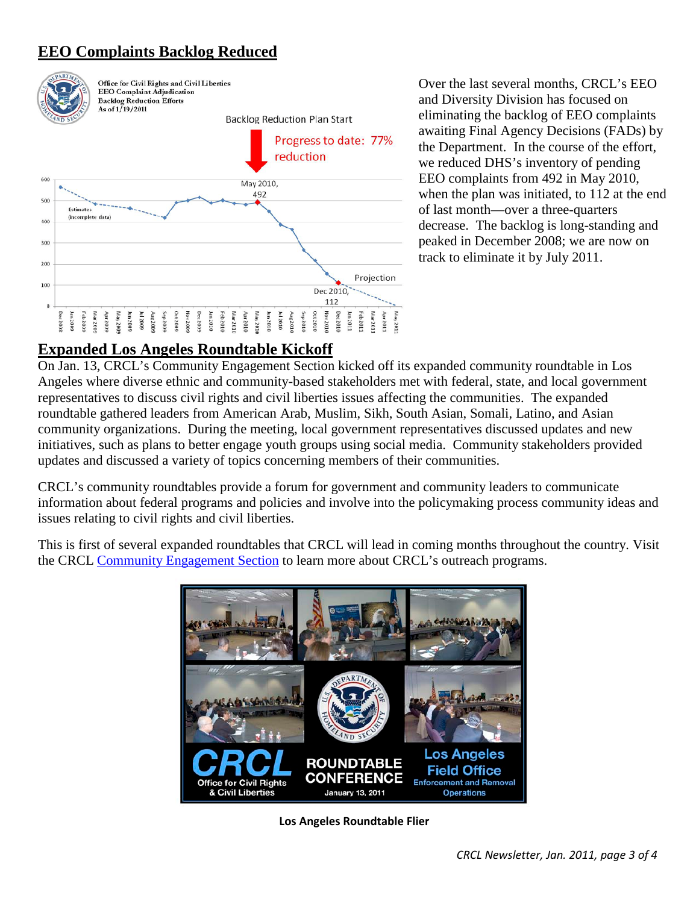## EEO Complaints Backlog Reduced

Office for Civil Rights and Civil Liberties
EEO Complaint Adjudication
Backlog Reduction Efforts
As of 1/19/2011

Backlog Reduction Plan Start

Progress to date: 77% reduction

May 2010, 492

Estimates (incomplete data)

Dec 2010, 112

Projection

Over the last several months, CRCL's EEO and Diversity Division has focused on eliminating the backlog of EEO complaints awaiting Final Agency Decisions (FADs) by the Department. In the course of the effort, we reduced DHS's inventory of pending EEO complaints from 492 in May 2010, when the plan was initiated, to 112 at the end of last month—over a three-quarters decrease. The backlog is long-standing and peaked in December 2008; we are now on track to eliminate it by July 2011.

## Expanded Los Angeles Roundtable Kickoff

On Jan. 13, CRCL's Community Engagement Section kicked off its expanded community roundtable in Los Angeles where diverse ethnic and community-based stakeholders met with federal, state, and local government representatives to discuss civil rights and civil liberties issues affecting the communities. The expanded roundtable gathered leaders from American Arab, Muslim, Sikh, South Asian, Somali, Latino, and Asian community organizations. During the meeting, local government representatives discussed updates and new initiatives, such as plans to better engage youth groups using social media. Community stakeholders provided updates and discussed a variety of topics concerning members of their communities.

CRCL's community roundtables provide a forum for government and community leaders to communicate information about federal programs and policies and involve into the policymaking process community ideas and issues relating to civil rights and civil liberties.

This is first of several expanded roundtables that CRCL will lead in coming months throughout the country. Visit the CRCL Community Engagement Section to learn more about CRCL's outreach programs.

CRCL
Office for Civil Rights & Civil Liberties
ROUNDTABLE CONFERENCE
January 13, 2011
Los Angeles Field Office
Enforcement and Removal Operations

**Los Angeles Roundtable Flier**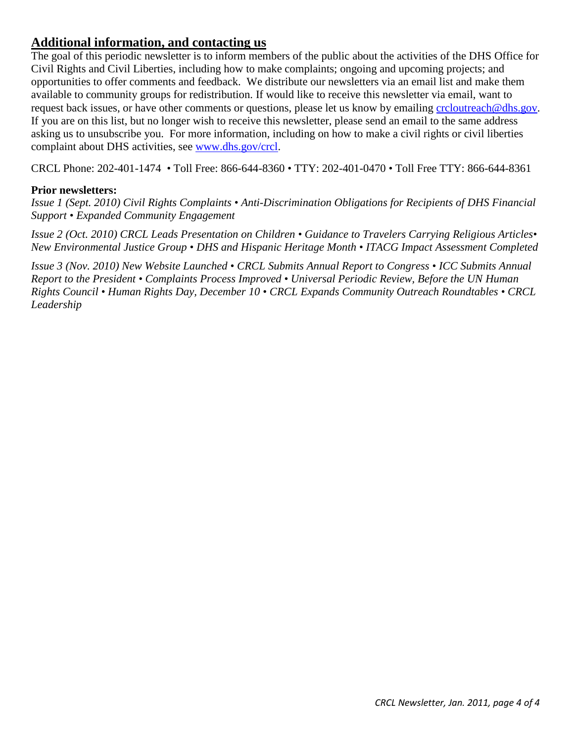## Additional information, and contacting us

The goal of this periodic newsletter is to inform members of the public about the activities of the DHS Office for Civil Rights and Civil Liberties, including how to make complaints; ongoing and upcoming projects; and opportunities to offer comments and feedback. We distribute our newsletters via an email list and make them available to community groups for redistribution. If would like to receive this newsletter via email, want to request back issues, or have other comments or questions, please let us know by emailing [crcloutreach@dhs.gov](mailto:crcloutreach@dhs.gov). If you are on this list, but no longer wish to receive this newsletter, please send an email to the same address asking us to unsubscribe you. For more information, including on how to make a civil rights or civil liberties complaint about DHS activities, see [www.dhs.gov/crcl](http://www.dhs.gov/crcl).

CRCL Phone: 202-401-1474 • Toll Free: 866-644-8360 • TTY: 202-401-0470 • Toll Free TTY: 866-644-8361

**Prior newsletters:**

*Issue 1 (Sept. 2010) Civil Rights Complaints • Anti-Discrimination Obligations for Recipients of DHS Financial Support • Expanded Community Engagement*

*Issue 2 (Oct. 2010) CRCL Leads Presentation on Children • Guidance to Travelers Carrying Religious Articles• New Environmental Justice Group • DHS and Hispanic Heritage Month • ITACG Impact Assessment Completed*

*Issue 3 (Nov. 2010) New Website Launched • CRCL Submits Annual Report to Congress • ICC Submits Annual Report to the President • Complaints Process Improved • Universal Periodic Review, Before the UN Human Rights Council • Human Rights Day, December 10 • CRCL Expands Community Outreach Roundtables • CRCL Leadership*